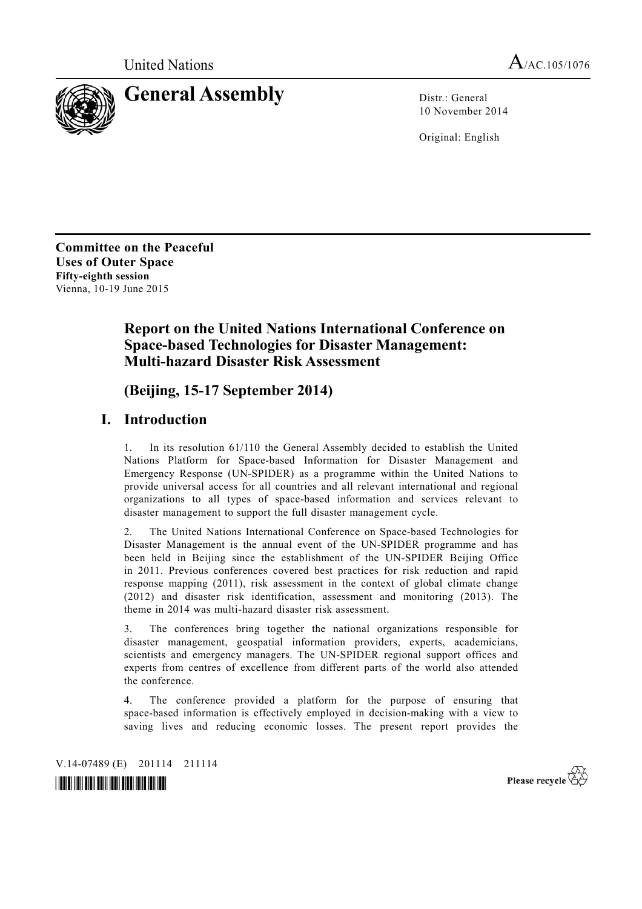United Nations A/AC.105/1076

# General Assembly

Distr.: General
10 November 2014

Original: English

**Committee on the Peaceful Uses of Outer Space**
**Fifty-eighth session**
Vienna, 10-19 June 2015

## Report on the United Nations International Conference on Space-based Technologies for Disaster Management: Multi-hazard Disaster Risk Assessment

## (Beijing, 15-17 September 2014)

## I. Introduction

1. In its resolution 61/110 the General Assembly decided to establish the United Nations Platform for Space-based Information for Disaster Management and Emergency Response (UN-SPIDER) as a programme within the United Nations to provide universal access for all countries and all relevant international and regional organizations to all types of space-based information and services relevant to disaster management to support the full disaster management cycle.

2. The United Nations International Conference on Space-based Technologies for Disaster Management is the annual event of the UN-SPIDER programme and has been held in Beijing since the establishment of the UN-SPIDER Beijing Office in 2011. Previous conferences covered best practices for risk reduction and rapid response mapping (2011), risk assessment in the context of global climate change (2012) and disaster risk identification, assessment and monitoring (2013). The theme in 2014 was multi-hazard disaster risk assessment.

3. The conferences bring together the national organizations responsible for disaster management, geospatial information providers, experts, academicians, scientists and emergency managers. The UN-SPIDER regional support offices and experts from centres of excellence from different parts of the world also attended the conference.

4. The conference provided a platform for the purpose of ensuring that space-based information is effectively employed in decision-making with a view to saving lives and reducing economic losses. The present report provides the

V.14-07489 (E) 201114 211114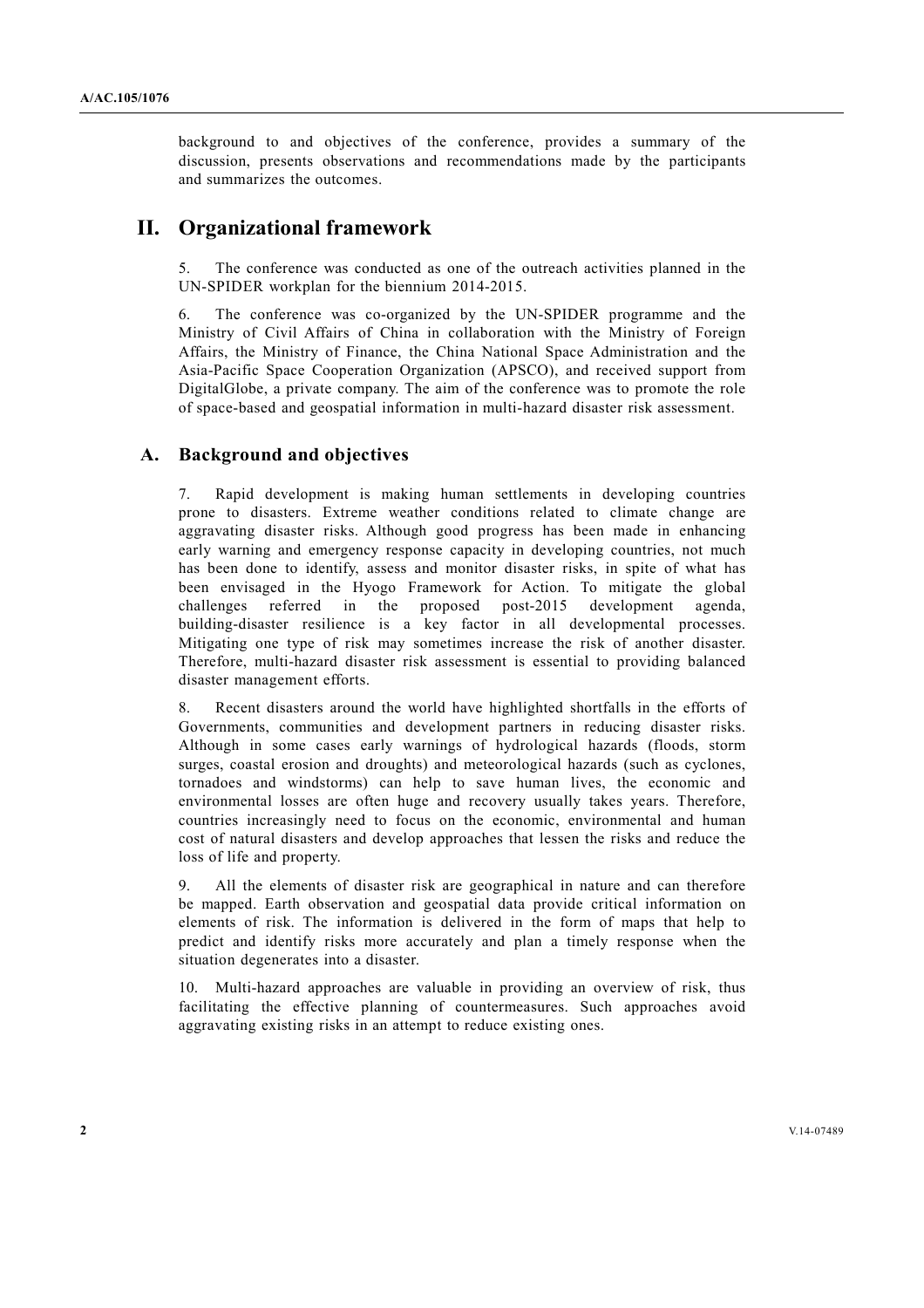background to and objectives of the conference, provides a summary of the discussion, presents observations and recommendations made by the participants and summarizes the outcomes.

## II. Organizational framework

5. The conference was conducted as one of the outreach activities planned in the UN-SPIDER workplan for the biennium 2014-2015.

6. The conference was co-organized by the UN-SPIDER programme and the Ministry of Civil Affairs of China in collaboration with the Ministry of Foreign Affairs, the Ministry of Finance, the China National Space Administration and the Asia-Pacific Space Cooperation Organization (APSCO), and received support from DigitalGlobe, a private company. The aim of the conference was to promote the role of space-based and geospatial information in multi-hazard disaster risk assessment.

### A. Background and objectives

7. Rapid development is making human settlements in developing countries prone to disasters. Extreme weather conditions related to climate change are aggravating disaster risks. Although good progress has been made in enhancing early warning and emergency response capacity in developing countries, not much has been done to identify, assess and monitor disaster risks, in spite of what has been envisaged in the Hyogo Framework for Action. To mitigate the global challenges referred in the proposed post-2015 development agenda, building-disaster resilience is a key factor in all developmental processes. Mitigating one type of risk may sometimes increase the risk of another disaster. Therefore, multi-hazard disaster risk assessment is essential to providing balanced disaster management efforts.

8. Recent disasters around the world have highlighted shortfalls in the efforts of Governments, communities and development partners in reducing disaster risks. Although in some cases early warnings of hydrological hazards (floods, storm surges, coastal erosion and droughts) and meteorological hazards (such as cyclones, tornadoes and windstorms) can help to save human lives, the economic and environmental losses are often huge and recovery usually takes years. Therefore, countries increasingly need to focus on the economic, environmental and human cost of natural disasters and develop approaches that lessen the risks and reduce the loss of life and property.

9. All the elements of disaster risk are geographical in nature and can therefore be mapped. Earth observation and geospatial data provide critical information on elements of risk. The information is delivered in the form of maps that help to predict and identify risks more accurately and plan a timely response when the situation degenerates into a disaster.

10. Multi-hazard approaches are valuable in providing an overview of risk, thus facilitating the effective planning of countermeasures. Such approaches avoid aggravating existing risks in an attempt to reduce existing ones.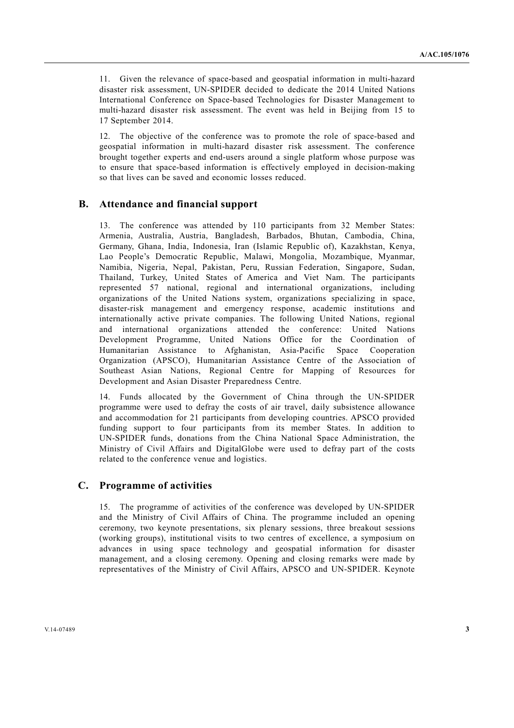11. Given the relevance of space-based and geospatial information in multi-hazard disaster risk assessment, UN-SPIDER decided to dedicate the 2014 United Nations International Conference on Space-based Technologies for Disaster Management to multi-hazard disaster risk assessment. The event was held in Beijing from 15 to 17 September 2014.

12. The objective of the conference was to promote the role of space-based and geospatial information in multi-hazard disaster risk assessment. The conference brought together experts and end-users around a single platform whose purpose was to ensure that space-based information is effectively employed in decision-making so that lives can be saved and economic losses reduced.

## B. Attendance and financial support

13. The conference was attended by 110 participants from 32 Member States: Armenia, Australia, Austria, Bangladesh, Barbados, Bhutan, Cambodia, China, Germany, Ghana, India, Indonesia, Iran (Islamic Republic of), Kazakhstan, Kenya, Lao People's Democratic Republic, Malawi, Mongolia, Mozambique, Myanmar, Namibia, Nigeria, Nepal, Pakistan, Peru, Russian Federation, Singapore, Sudan, Thailand, Turkey, United States of America and Viet Nam. The participants represented 57 national, regional and international organizations, including organizations of the United Nations system, organizations specializing in space, disaster-risk management and emergency response, academic institutions and internationally active private companies. The following United Nations, regional and international organizations attended the conference: United Nations Development Programme, United Nations Office for the Coordination of Humanitarian Assistance to Afghanistan, Asia-Pacific Space Cooperation Organization (APSCO), Humanitarian Assistance Centre of the Association of Southeast Asian Nations, Regional Centre for Mapping of Resources for Development and Asian Disaster Preparedness Centre.

14. Funds allocated by the Government of China through the UN-SPIDER programme were used to defray the costs of air travel, daily subsistence allowance and accommodation for 21 participants from developing countries. APSCO provided funding support to four participants from its member States. In addition to UN-SPIDER funds, donations from the China National Space Administration, the Ministry of Civil Affairs and DigitalGlobe were used to defray part of the costs related to the conference venue and logistics.

## C. Programme of activities

15. The programme of activities of the conference was developed by UN-SPIDER and the Ministry of Civil Affairs of China. The programme included an opening ceremony, two keynote presentations, six plenary sessions, three breakout sessions (working groups), institutional visits to two centres of excellence, a symposium on advances in using space technology and geospatial information for disaster management, and a closing ceremony. Opening and closing remarks were made by representatives of the Ministry of Civil Affairs, APSCO and UN-SPIDER. Keynote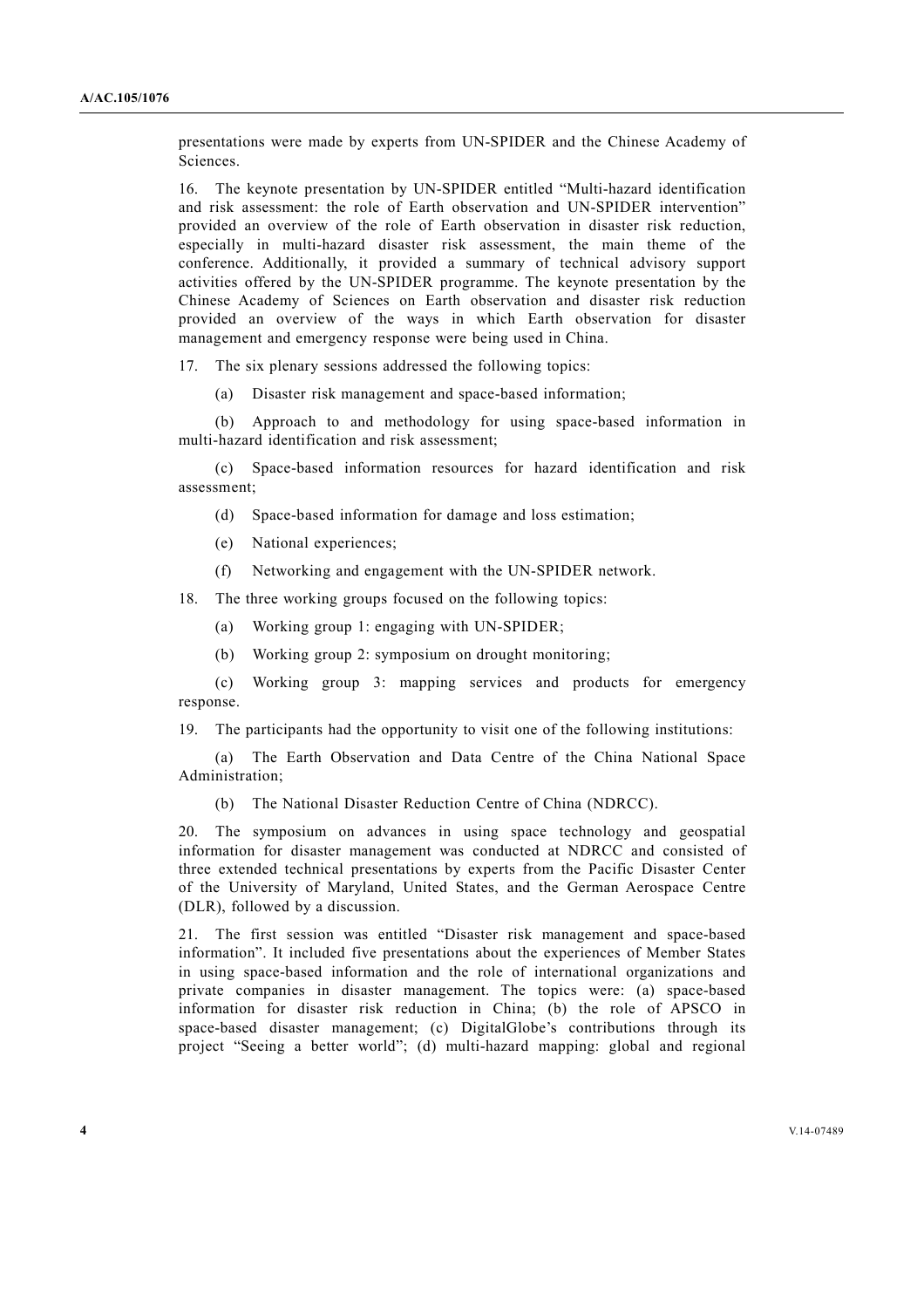presentations were made by experts from UN-SPIDER and the Chinese Academy of Sciences.

16. The keynote presentation by UN-SPIDER entitled "Multi-hazard identification and risk assessment: the role of Earth observation and UN-SPIDER intervention" provided an overview of the role of Earth observation in disaster risk reduction, especially in multi-hazard disaster risk assessment, the main theme of the conference. Additionally, it provided a summary of technical advisory support activities offered by the UN-SPIDER programme. The keynote presentation by the Chinese Academy of Sciences on Earth observation and disaster risk reduction provided an overview of the ways in which Earth observation for disaster management and emergency response were being used in China.

17. The six plenary sessions addressed the following topics:

(a) Disaster risk management and space-based information;

(b) Approach to and methodology for using space-based information in multi-hazard identification and risk assessment;

(c) Space-based information resources for hazard identification and risk assessment;

(d) Space-based information for damage and loss estimation;

(e) National experiences;

(f) Networking and engagement with the UN-SPIDER network.

18. The three working groups focused on the following topics:

(a) Working group 1: engaging with UN-SPIDER;

(b) Working group 2: symposium on drought monitoring;

(c) Working group 3: mapping services and products for emergency response.

19. The participants had the opportunity to visit one of the following institutions:

(a) The Earth Observation and Data Centre of the China National Space Administration;

(b) The National Disaster Reduction Centre of China (NDRCC).

20. The symposium on advances in using space technology and geospatial information for disaster management was conducted at NDRCC and consisted of three extended technical presentations by experts from the Pacific Disaster Center of the University of Maryland, United States, and the German Aerospace Centre (DLR), followed by a discussion.

21. The first session was entitled "Disaster risk management and space-based information". It included five presentations about the experiences of Member States in using space-based information and the role of international organizations and private companies in disaster management. The topics were: (a) space-based information for disaster risk reduction in China; (b) the role of APSCO in space-based disaster management; (c) DigitalGlobe's contributions through its project "Seeing a better world"; (d) multi-hazard mapping: global and regional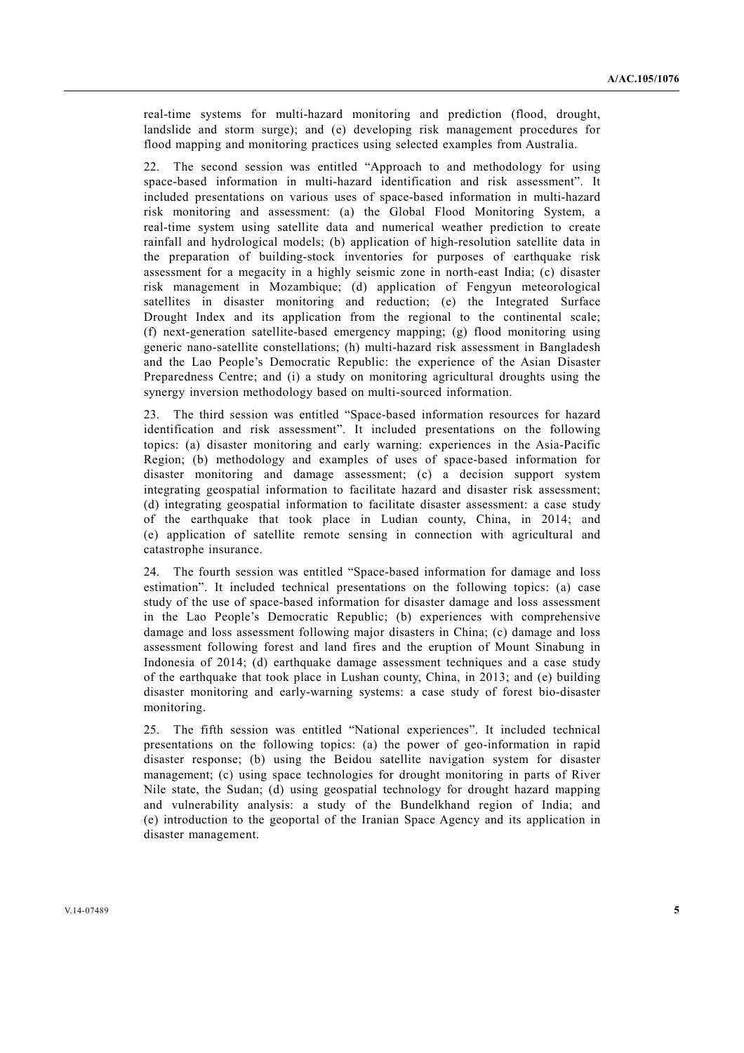real-time systems for multi-hazard monitoring and prediction (flood, drought, landslide and storm surge); and (e) developing risk management procedures for flood mapping and monitoring practices using selected examples from Australia.

22. The second session was entitled "Approach to and methodology for using space-based information in multi-hazard identification and risk assessment". It included presentations on various uses of space-based information in multi-hazard risk monitoring and assessment: (a) the Global Flood Monitoring System, a real-time system using satellite data and numerical weather prediction to create rainfall and hydrological models; (b) application of high-resolution satellite data in the preparation of building-stock inventories for purposes of earthquake risk assessment for a megacity in a highly seismic zone in north-east India; (c) disaster risk management in Mozambique; (d) application of Fengyun meteorological satellites in disaster monitoring and reduction; (e) the Integrated Surface Drought Index and its application from the regional to the continental scale; (f) next-generation satellite-based emergency mapping; (g) flood monitoring using generic nano-satellite constellations; (h) multi-hazard risk assessment in Bangladesh and the Lao People's Democratic Republic: the experience of the Asian Disaster Preparedness Centre; and (i) a study on monitoring agricultural droughts using the synergy inversion methodology based on multi-sourced information.

23. The third session was entitled "Space-based information resources for hazard identification and risk assessment". It included presentations on the following topics: (a) disaster monitoring and early warning: experiences in the Asia-Pacific Region; (b) methodology and examples of uses of space-based information for disaster monitoring and damage assessment; (c) a decision support system integrating geospatial information to facilitate hazard and disaster risk assessment; (d) integrating geospatial information to facilitate disaster assessment: a case study of the earthquake that took place in Ludian county, China, in 2014; and (e) application of satellite remote sensing in connection with agricultural and catastrophe insurance.

24. The fourth session was entitled "Space-based information for damage and loss estimation". It included technical presentations on the following topics: (a) case study of the use of space-based information for disaster damage and loss assessment in the Lao People's Democratic Republic; (b) experiences with comprehensive damage and loss assessment following major disasters in China; (c) damage and loss assessment following forest and land fires and the eruption of Mount Sinabung in Indonesia of 2014; (d) earthquake damage assessment techniques and a case study of the earthquake that took place in Lushan county, China, in 2013; and (e) building disaster monitoring and early-warning systems: a case study of forest bio-disaster monitoring.

25. The fifth session was entitled "National experiences". It included technical presentations on the following topics: (a) the power of geo-information in rapid disaster response; (b) using the Beidou satellite navigation system for disaster management; (c) using space technologies for drought monitoring in parts of River Nile state, the Sudan; (d) using geospatial technology for drought hazard mapping and vulnerability analysis: a study of the Bundelkhand region of India; and (e) introduction to the geoportal of the Iranian Space Agency and its application in disaster management.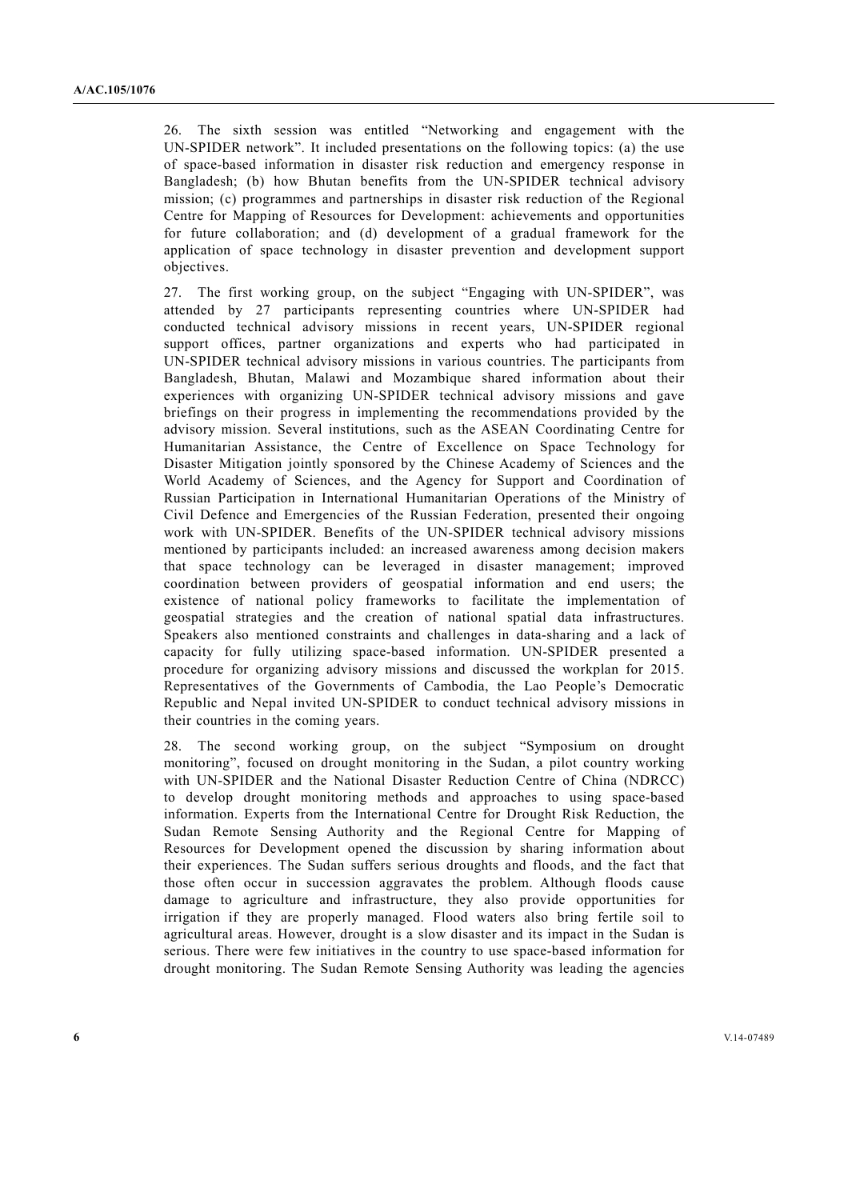26. The sixth session was entitled “Networking and engagement with the UN-SPIDER network”. It included presentations on the following topics: (a) the use of space-based information in disaster risk reduction and emergency response in Bangladesh; (b) how Bhutan benefits from the UN-SPIDER technical advisory mission; (c) programmes and partnerships in disaster risk reduction of the Regional Centre for Mapping of Resources for Development: achievements and opportunities for future collaboration; and (d) development of a gradual framework for the application of space technology in disaster prevention and development support objectives.

27. The first working group, on the subject “Engaging with UN-SPIDER”, was attended by 27 participants representing countries where UN-SPIDER had conducted technical advisory missions in recent years, UN-SPIDER regional support offices, partner organizations and experts who had participated in UN-SPIDER technical advisory missions in various countries. The participants from Bangladesh, Bhutan, Malawi and Mozambique shared information about their experiences with organizing UN-SPIDER technical advisory missions and gave briefings on their progress in implementing the recommendations provided by the advisory mission. Several institutions, such as the ASEAN Coordinating Centre for Humanitarian Assistance, the Centre of Excellence on Space Technology for Disaster Mitigation jointly sponsored by the Chinese Academy of Sciences and the World Academy of Sciences, and the Agency for Support and Coordination of Russian Participation in International Humanitarian Operations of the Ministry of Civil Defence and Emergencies of the Russian Federation, presented their ongoing work with UN-SPIDER. Benefits of the UN-SPIDER technical advisory missions mentioned by participants included: an increased awareness among decision makers that space technology can be leveraged in disaster management; improved coordination between providers of geospatial information and end users; the existence of national policy frameworks to facilitate the implementation of geospatial strategies and the creation of national spatial data infrastructures. Speakers also mentioned constraints and challenges in data-sharing and a lack of capacity for fully utilizing space-based information. UN-SPIDER presented a procedure for organizing advisory missions and discussed the workplan for 2015. Representatives of the Governments of Cambodia, the Lao People’s Democratic Republic and Nepal invited UN-SPIDER to conduct technical advisory missions in their countries in the coming years.

28. The second working group, on the subject “Symposium on drought monitoring”, focused on drought monitoring in the Sudan, a pilot country working with UN-SPIDER and the National Disaster Reduction Centre of China (NDRCC) to develop drought monitoring methods and approaches to using space-based information. Experts from the International Centre for Drought Risk Reduction, the Sudan Remote Sensing Authority and the Regional Centre for Mapping of Resources for Development opened the discussion by sharing information about their experiences. The Sudan suffers serious droughts and floods, and the fact that those often occur in succession aggravates the problem. Although floods cause damage to agriculture and infrastructure, they also provide opportunities for irrigation if they are properly managed. Flood waters also bring fertile soil to agricultural areas. However, drought is a slow disaster and its impact in the Sudan is serious. There were few initiatives in the country to use space-based information for drought monitoring. The Sudan Remote Sensing Authority was leading the agencies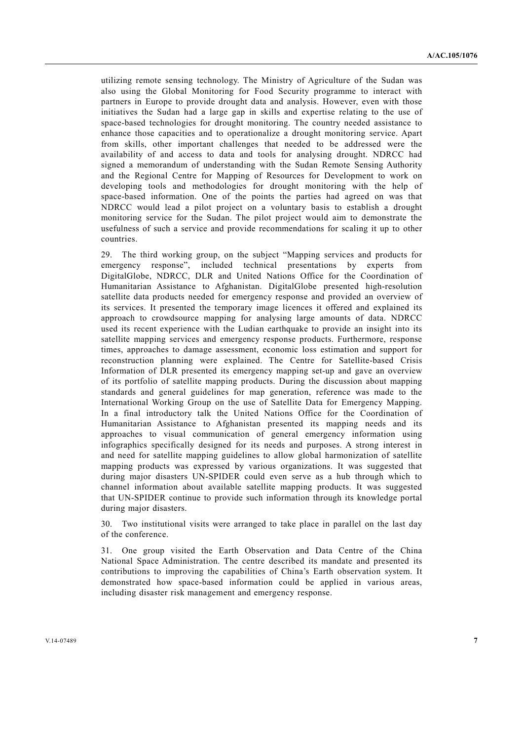utilizing remote sensing technology. The Ministry of Agriculture of the Sudan was also using the Global Monitoring for Food Security programme to interact with partners in Europe to provide drought data and analysis. However, even with those initiatives the Sudan had a large gap in skills and expertise relating to the use of space-based technologies for drought monitoring. The country needed assistance to enhance those capacities and to operationalize a drought monitoring service. Apart from skills, other important challenges that needed to be addressed were the availability of and access to data and tools for analysing drought. NDRCC had signed a memorandum of understanding with the Sudan Remote Sensing Authority and the Regional Centre for Mapping of Resources for Development to work on developing tools and methodologies for drought monitoring with the help of space-based information. One of the points the parties had agreed on was that NDRCC would lead a pilot project on a voluntary basis to establish a drought monitoring service for the Sudan. The pilot project would aim to demonstrate the usefulness of such a service and provide recommendations for scaling it up to other countries.

29. The third working group, on the subject "Mapping services and products for emergency response", included technical presentations by experts from DigitalGlobe, NDRCC, DLR and United Nations Office for the Coordination of Humanitarian Assistance to Afghanistan. DigitalGlobe presented high-resolution satellite data products needed for emergency response and provided an overview of its services. It presented the temporary image licences it offered and explained its approach to crowdsource mapping for analysing large amounts of data. NDRCC used its recent experience with the Ludian earthquake to provide an insight into its satellite mapping services and emergency response products. Furthermore, response times, approaches to damage assessment, economic loss estimation and support for reconstruction planning were explained. The Centre for Satellite-based Crisis Information of DLR presented its emergency mapping set-up and gave an overview of its portfolio of satellite mapping products. During the discussion about mapping standards and general guidelines for map generation, reference was made to the International Working Group on the use of Satellite Data for Emergency Mapping. In a final introductory talk the United Nations Office for the Coordination of Humanitarian Assistance to Afghanistan presented its mapping needs and its approaches to visual communication of general emergency information using infographics specifically designed for its needs and purposes. A strong interest in and need for satellite mapping guidelines to allow global harmonization of satellite mapping products was expressed by various organizations. It was suggested that during major disasters UN-SPIDER could even serve as a hub through which to channel information about available satellite mapping products. It was suggested that UN-SPIDER continue to provide such information through its knowledge portal during major disasters.

30. Two institutional visits were arranged to take place in parallel on the last day of the conference.

31. One group visited the Earth Observation and Data Centre of the China National Space Administration. The centre described its mandate and presented its contributions to improving the capabilities of China's Earth observation system. It demonstrated how space-based information could be applied in various areas, including disaster risk management and emergency response.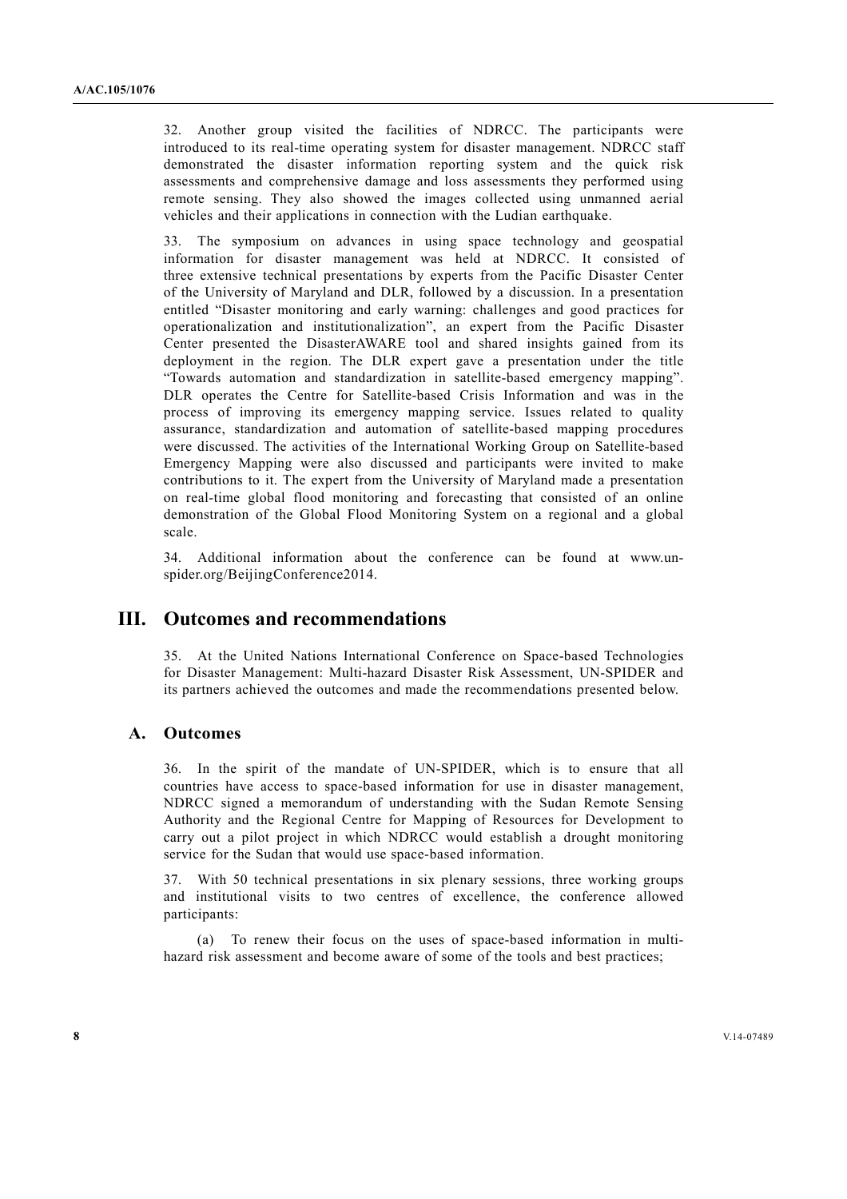32. Another group visited the facilities of NDRCC. The participants were introduced to its real-time operating system for disaster management. NDRCC staff demonstrated the disaster information reporting system and the quick risk assessments and comprehensive damage and loss assessments they performed using remote sensing. They also showed the images collected using unmanned aerial vehicles and their applications in connection with the Ludian earthquake.

33. The symposium on advances in using space technology and geospatial information for disaster management was held at NDRCC. It consisted of three extensive technical presentations by experts from the Pacific Disaster Center of the University of Maryland and DLR, followed by a discussion. In a presentation entitled "Disaster monitoring and early warning: challenges and good practices for operationalization and institutionalization", an expert from the Pacific Disaster Center presented the DisasterAWARE tool and shared insights gained from its deployment in the region. The DLR expert gave a presentation under the title "Towards automation and standardization in satellite-based emergency mapping". DLR operates the Centre for Satellite-based Crisis Information and was in the process of improving its emergency mapping service. Issues related to quality assurance, standardization and automation of satellite-based mapping procedures were discussed. The activities of the International Working Group on Satellite-based Emergency Mapping were also discussed and participants were invited to make contributions to it. The expert from the University of Maryland made a presentation on real-time global flood monitoring and forecasting that consisted of an online demonstration of the Global Flood Monitoring System on a regional and a global scale.

34. Additional information about the conference can be found at www.un-spider.org/BeijingConference2014.

# III. Outcomes and recommendations

35. At the United Nations International Conference on Space-based Technologies for Disaster Management: Multi-hazard Disaster Risk Assessment, UN-SPIDER and its partners achieved the outcomes and made the recommendations presented below.

## A. Outcomes

36. In the spirit of the mandate of UN-SPIDER, which is to ensure that all countries have access to space-based information for use in disaster management, NDRCC signed a memorandum of understanding with the Sudan Remote Sensing Authority and the Regional Centre for Mapping of Resources for Development to carry out a pilot project in which NDRCC would establish a drought monitoring service for the Sudan that would use space-based information.

37. With 50 technical presentations in six plenary sessions, three working groups and institutional visits to two centres of excellence, the conference allowed participants:

(a) To renew their focus on the uses of space-based information in multi-hazard risk assessment and become aware of some of the tools and best practices;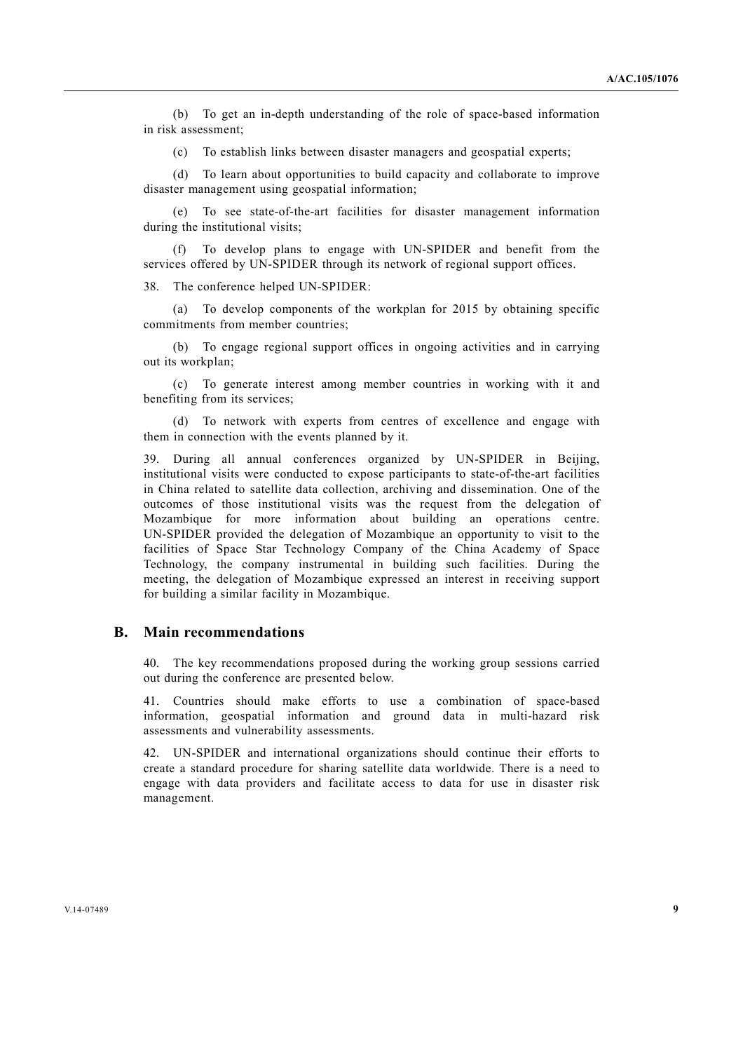(b) To get an in-depth understanding of the role of space-based information in risk assessment;

(c) To establish links between disaster managers and geospatial experts;

(d) To learn about opportunities to build capacity and collaborate to improve disaster management using geospatial information;

(e) To see state-of-the-art facilities for disaster management information during the institutional visits;

(f) To develop plans to engage with UN-SPIDER and benefit from the services offered by UN-SPIDER through its network of regional support offices.

38. The conference helped UN-SPIDER:

(a) To develop components of the workplan for 2015 by obtaining specific commitments from member countries;

(b) To engage regional support offices in ongoing activities and in carrying out its workplan;

(c) To generate interest among member countries in working with it and benefiting from its services;

(d) To network with experts from centres of excellence and engage with them in connection with the events planned by it.

39. During all annual conferences organized by UN-SPIDER in Beijing, institutional visits were conducted to expose participants to state-of-the-art facilities in China related to satellite data collection, archiving and dissemination. One of the outcomes of those institutional visits was the request from the delegation of Mozambique for more information about building an operations centre. UN-SPIDER provided the delegation of Mozambique an opportunity to visit to the facilities of Space Star Technology Company of the China Academy of Space Technology, the company instrumental in building such facilities. During the meeting, the delegation of Mozambique expressed an interest in receiving support for building a similar facility in Mozambique.

## B. Main recommendations

40. The key recommendations proposed during the working group sessions carried out during the conference are presented below.

41. Countries should make efforts to use a combination of space-based information, geospatial information and ground data in multi-hazard risk assessments and vulnerability assessments.

42. UN-SPIDER and international organizations should continue their efforts to create a standard procedure for sharing satellite data worldwide. There is a need to engage with data providers and facilitate access to data for use in disaster risk management.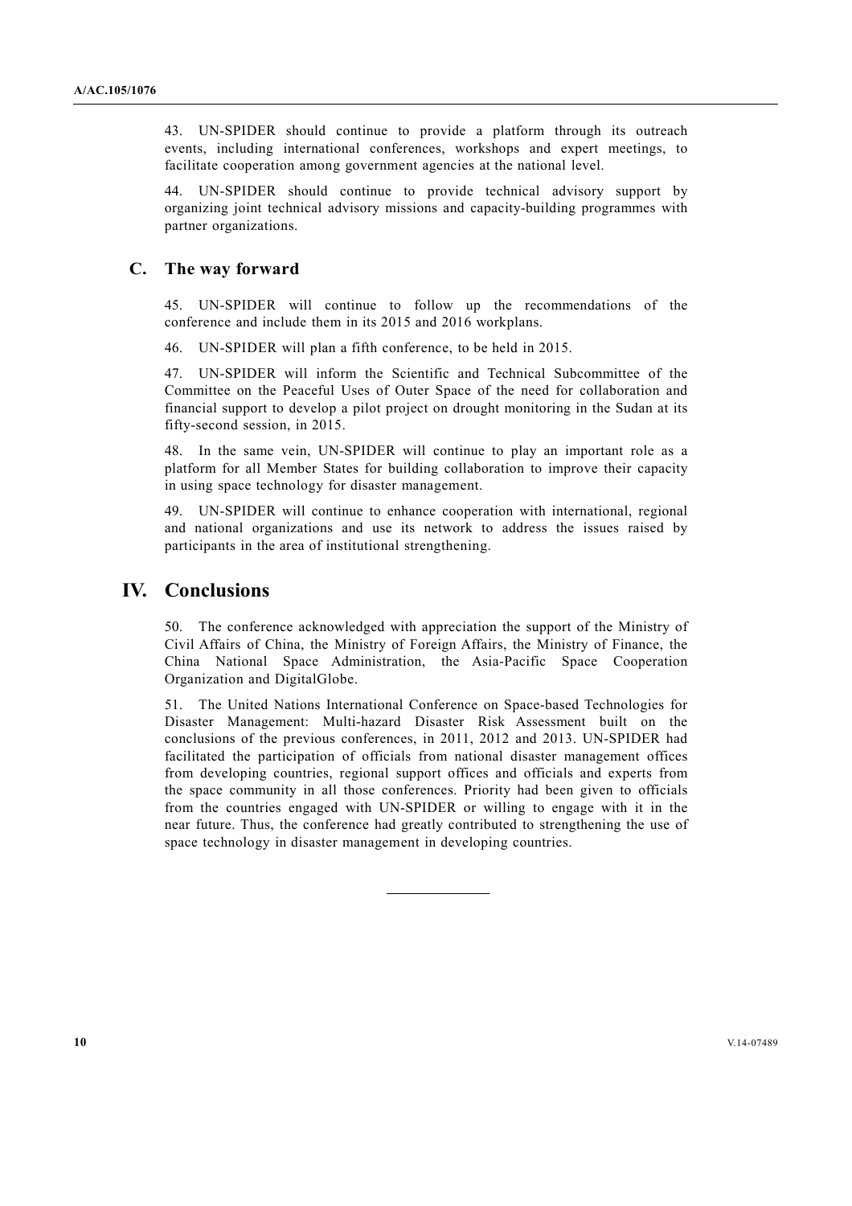43. UN-SPIDER should continue to provide a platform through its outreach events, including international conferences, workshops and expert meetings, to facilitate cooperation among government agencies at the national level.

44. UN-SPIDER should continue to provide technical advisory support by organizing joint technical advisory missions and capacity-building programmes with partner organizations.

### C. The way forward

45. UN-SPIDER will continue to follow up the recommendations of the conference and include them in its 2015 and 2016 workplans.

46. UN-SPIDER will plan a fifth conference, to be held in 2015.

47. UN-SPIDER will inform the Scientific and Technical Subcommittee of the Committee on the Peaceful Uses of Outer Space of the need for collaboration and financial support to develop a pilot project on drought monitoring in the Sudan at its fifty-second session, in 2015.

48. In the same vein, UN-SPIDER will continue to play an important role as a platform for all Member States for building collaboration to improve their capacity in using space technology for disaster management.

49. UN-SPIDER will continue to enhance cooperation with international, regional and national organizations and use its network to address the issues raised by participants in the area of institutional strengthening.

## IV. Conclusions

50. The conference acknowledged with appreciation the support of the Ministry of Civil Affairs of China, the Ministry of Foreign Affairs, the Ministry of Finance, the China National Space Administration, the Asia-Pacific Space Cooperation Organization and DigitalGlobe.

51. The United Nations International Conference on Space-based Technologies for Disaster Management: Multi-hazard Disaster Risk Assessment built on the conclusions of the previous conferences, in 2011, 2012 and 2013. UN-SPIDER had facilitated the participation of officials from national disaster management offices from developing countries, regional support offices and officials and experts from the space community in all those conferences. Priority had been given to officials from the countries engaged with UN-SPIDER or willing to engage with it in the near future. Thus, the conference had greatly contributed to strengthening the use of space technology in disaster management in developing countries.